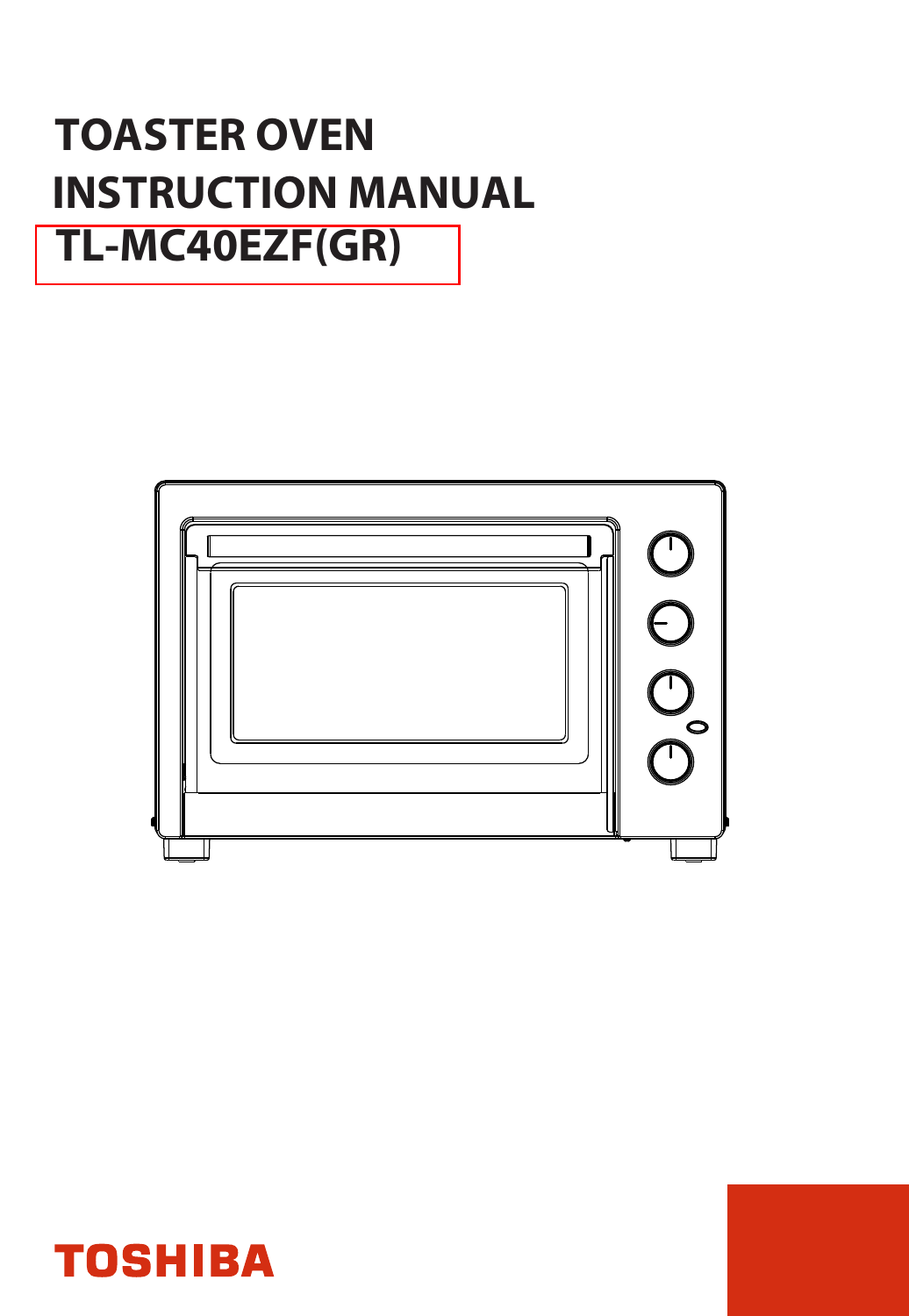# TOASTER OVEN
# INSTRUCTION MANUAL
# TL-MC40EZF(GR)

TOSHIBA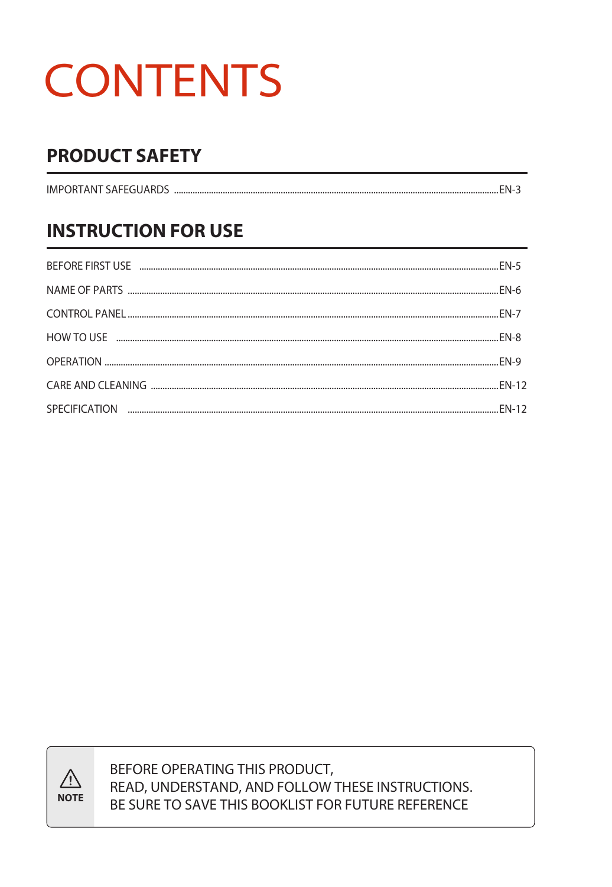# CONTENTS

## PRODUCT SAFETY

IMPORTANT SAFEGUARDS ........ EN-3

## INSTRUCTION FOR USE

BEFORE FIRST USE ........ EN-5

NAME OF PARTS ........ EN-6

CONTROL PANEL ........ EN-7

HOW TO USE ........ EN-8

OPERATION ........ EN-9

CARE AND CLEANING ........ EN-12

SPECIFICATION ........ EN-12

**NOTE**

BEFORE OPERATING THIS PRODUCT,
READ, UNDERSTAND, AND FOLLOW THESE INSTRUCTIONS.
BE SURE TO SAVE THIS BOOKLIST FOR FUTURE REFERENCE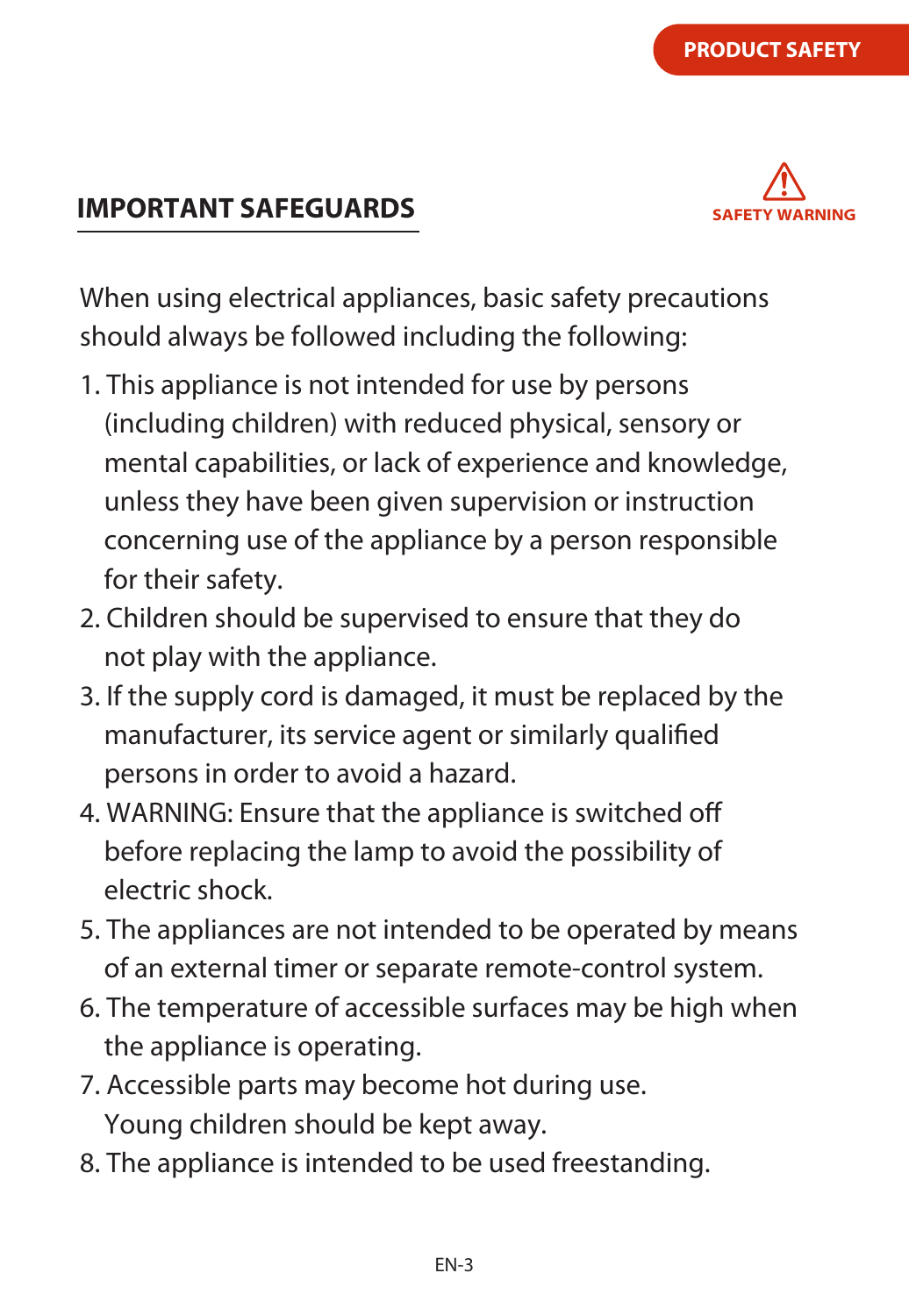## IMPORTANT SAFEGUARDS

SAFETY WARNING

When using electrical appliances, basic safety precautions should always be followed including the following:

1. This appliance is not intended for use by persons (including children) with reduced physical, sensory or mental capabilities, or lack of experience and knowledge, unless they have been given supervision or instruction concerning use of the appliance by a person responsible for their safety.
2. Children should be supervised to ensure that they do not play with the appliance.
3. If the supply cord is damaged, it must be replaced by the manufacturer, its service agent or similarly qualified persons in order to avoid a hazard.
4. WARNING: Ensure that the appliance is switched off before replacing the lamp to avoid the possibility of electric shock.
5. The appliances are not intended to be operated by means of an external timer or separate remote-control system.
6. The temperature of accessible surfaces may be high when the appliance is operating.
7. Accessible parts may become hot during use. Young children should be kept away.
8. The appliance is intended to be used freestanding.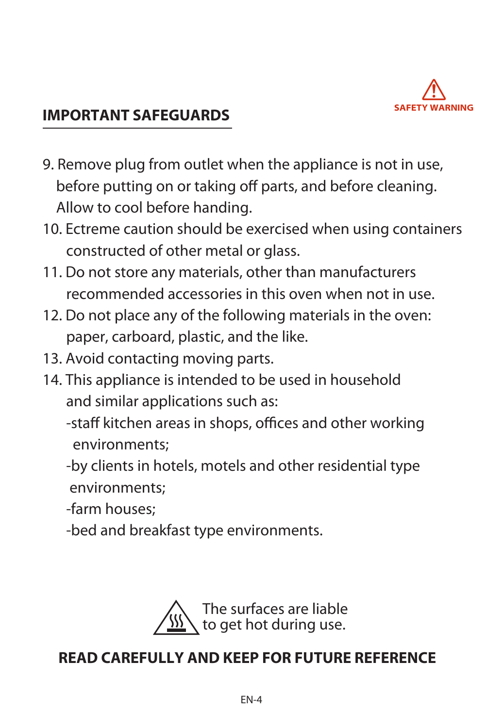SAFETY WARNING

## IMPORTANT SAFEGUARDS

9. Remove plug from outlet when the appliance is not in use, before putting on or taking off parts, and before cleaning. Allow to cool before handing.
10. Ectreme caution should be exercised when using containers constructed of other metal or glass.
11. Do not store any materials, other than manufacturers recommended accessories in this oven when not in use.
12. Do not place any of the following materials in the oven: paper, carboard, plastic, and the like.
13. Avoid contacting moving parts.
14. This appliance is intended to be used in household and similar applications such as:
    -staff kitchen areas in shops, offices and other working environments;
    -by clients in hotels, motels and other residential type environments;
    -farm houses;
    -bed and breakfast type environments.

The surfaces are liable to get hot during use.

**READ CAREFULLY AND KEEP FOR FUTURE REFERENCE**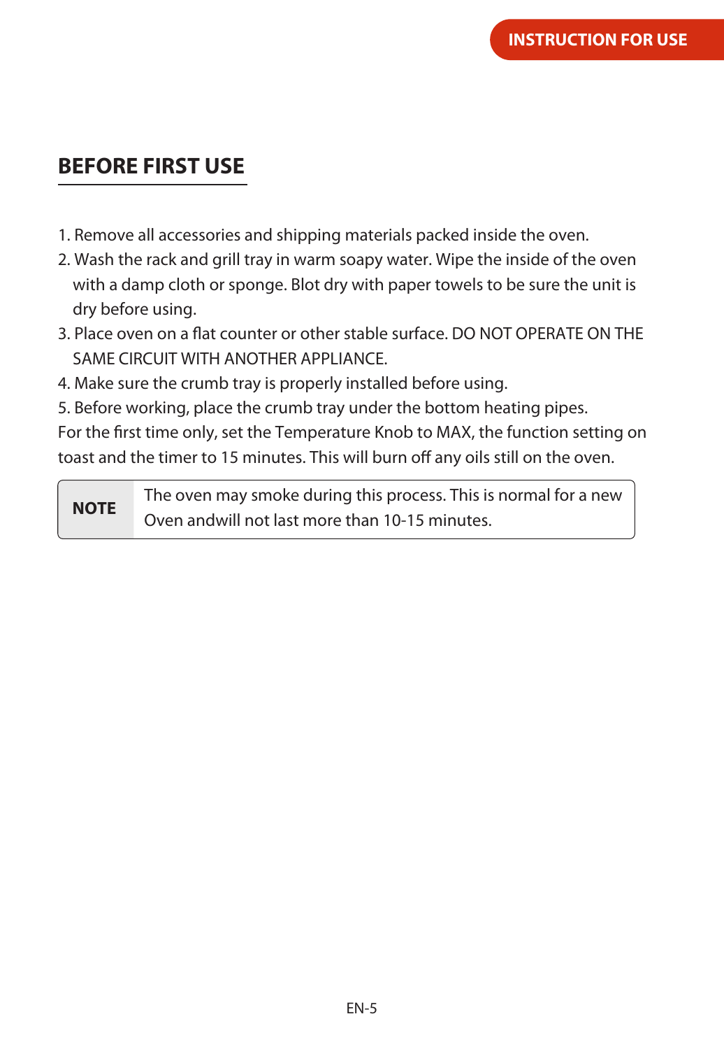## BEFORE FIRST USE

1. Remove all accessories and shipping materials packed inside the oven.
2. Wash the rack and grill tray in warm soapy water. Wipe the inside of the oven with a damp cloth or sponge. Blot dry with paper towels to be sure the unit is dry before using.
3. Place oven on a flat counter or other stable surface. DO NOT OPERATE ON THE SAME CIRCUIT WITH ANOTHER APPLIANCE.
4. Make sure the crumb tray is properly installed before using.
5. Before working, place the crumb tray under the bottom heating pipes.

For the first time only, set the Temperature Knob to MAX, the function setting on toast and the timer to 15 minutes. This will burn off any oils still on the oven.

| **NOTE** | The oven may smoke during this process. This is normal for a new Oven andwill not last more than 10-15 minutes. |
|---|---|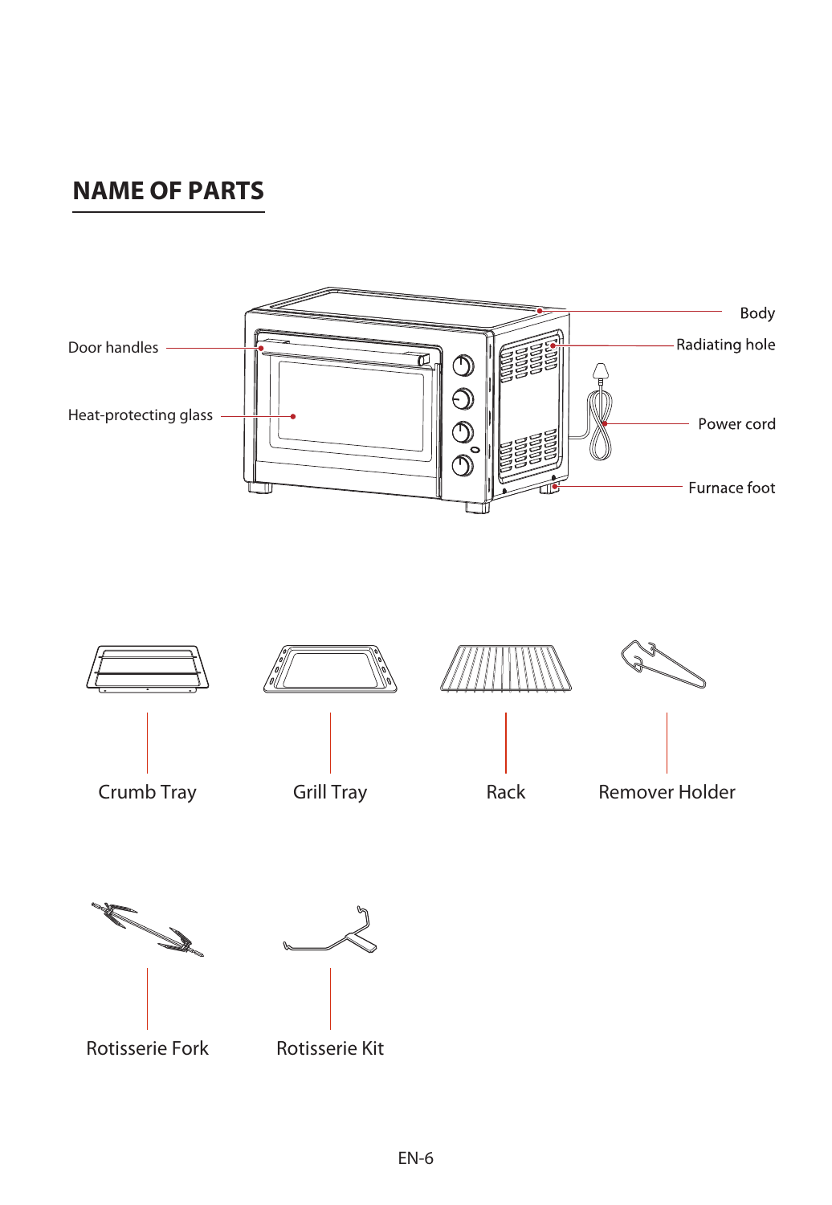## NAME OF PARTS

Door handles

Heat-protecting glass

Body

Radiating hole

Power cord

Furnace foot

Crumb Tray

Grill Tray

Rack

Remover Holder

Rotisserie Fork

Rotisserie Kit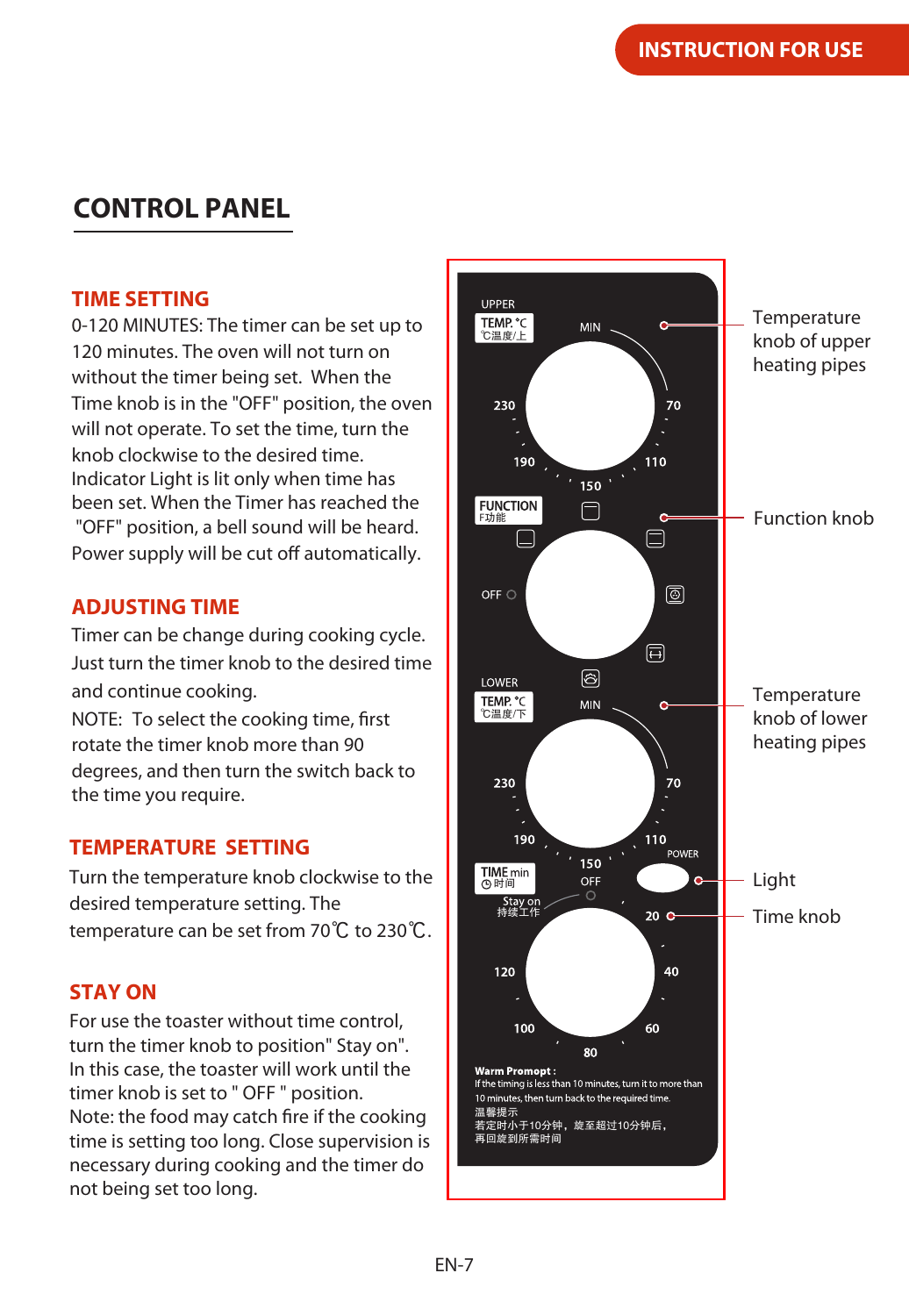## CONTROL PANEL

### TIME SETTING

0-120 MINUTES: The timer can be set up to 120 minutes. The oven will not turn on without the timer being set. When the Time knob is in the "OFF" position, the oven will not operate. To set the time, turn the knob clockwise to the desired time. Indicator Light is lit only when time has been set. When the Timer has reached the "OFF" position, a bell sound will be heard. Power supply will be cut off automatically.

### ADJUSTING TIME

Timer can be change during cooking cycle. Just turn the timer knob to the desired time and continue cooking.

NOTE: To select the cooking time, first rotate the timer knob more than 90 degrees, and then turn the switch back to the time you require.

### TEMPERATURE SETTING

Turn the temperature knob clockwise to the desired temperature setting. The temperature can be set from 70℃ to 230℃.

### STAY ON

For use the toaster without time control, turn the timer knob to position" Stay on". In this case, the toaster will work until the timer knob is set to " OFF " position.

Note: the food may catch fire if the cooking time is setting too long. Close supervision is necessary during cooking and the timer do not being set too long.

UPPER
TEMP. °C
℃温度/上
MIN 70 110 150 190 230

FUNCTION
F功能
OFF

LOWER
TEMP. °C
℃温度/下
MIN 70 110 150 190 230

POWER

TIME min
时间
OFF
Stay on
持续工作
20 40 60 80 100 120

**Warm Promopt :**
If the timing is less than 10 minutes, turn it to more than 10 minutes, then turn back to the required time.
温馨提示
若定时小于10分钟，旋至超过10分钟后，
再回旋到所需时间

- Temperature knob of upper heating pipes
- Function knob
- Temperature knob of lower heating pipes
- Light
- Time knob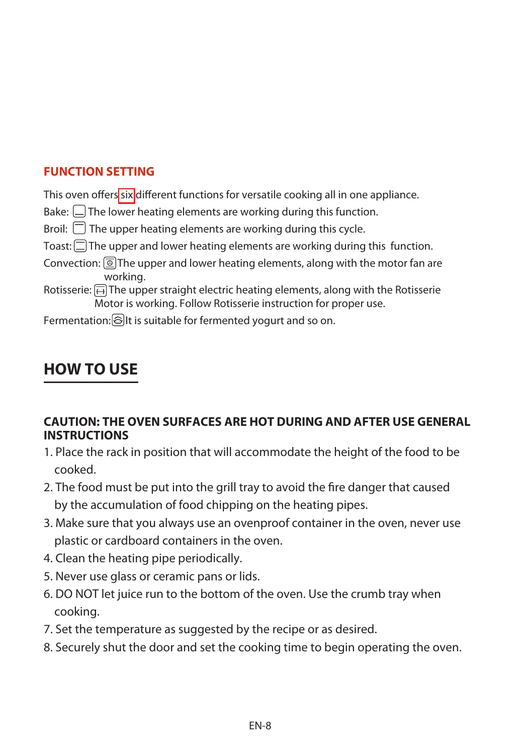## FUNCTION SETTING

This oven offers six different functions for versatile cooking all in one appliance.

Bake: The lower heating elements are working during this function.

Broil: The upper heating elements are working during this cycle.

Toast: The upper and lower heating elements are working during this function.

Convection: The upper and lower heating elements, along with the motor fan are working.

Rotisserie: The upper straight electric heating elements, along with the Rotisserie Motor is working. Follow Rotisserie instruction for proper use.

Fermentation: It is suitable for fermented yogurt and so on.

# HOW TO USE

**CAUTION: THE OVEN SURFACES ARE HOT DURING AND AFTER USE GENERAL INSTRUCTIONS**

1. Place the rack in position that will accommodate the height of the food to be cooked.
2. The food must be put into the grill tray to avoid the fire danger that caused by the accumulation of food chipping on the heating pipes.
3. Make sure that you always use an ovenproof container in the oven, never use plastic or cardboard containers in the oven.
4. Clean the heating pipe periodically.
5. Never use glass or ceramic pans or lids.
6. DO NOT let juice run to the bottom of the oven. Use the crumb tray when cooking.
7. Set the temperature as suggested by the recipe or as desired.
8. Securely shut the door and set the cooking time to begin operating the oven.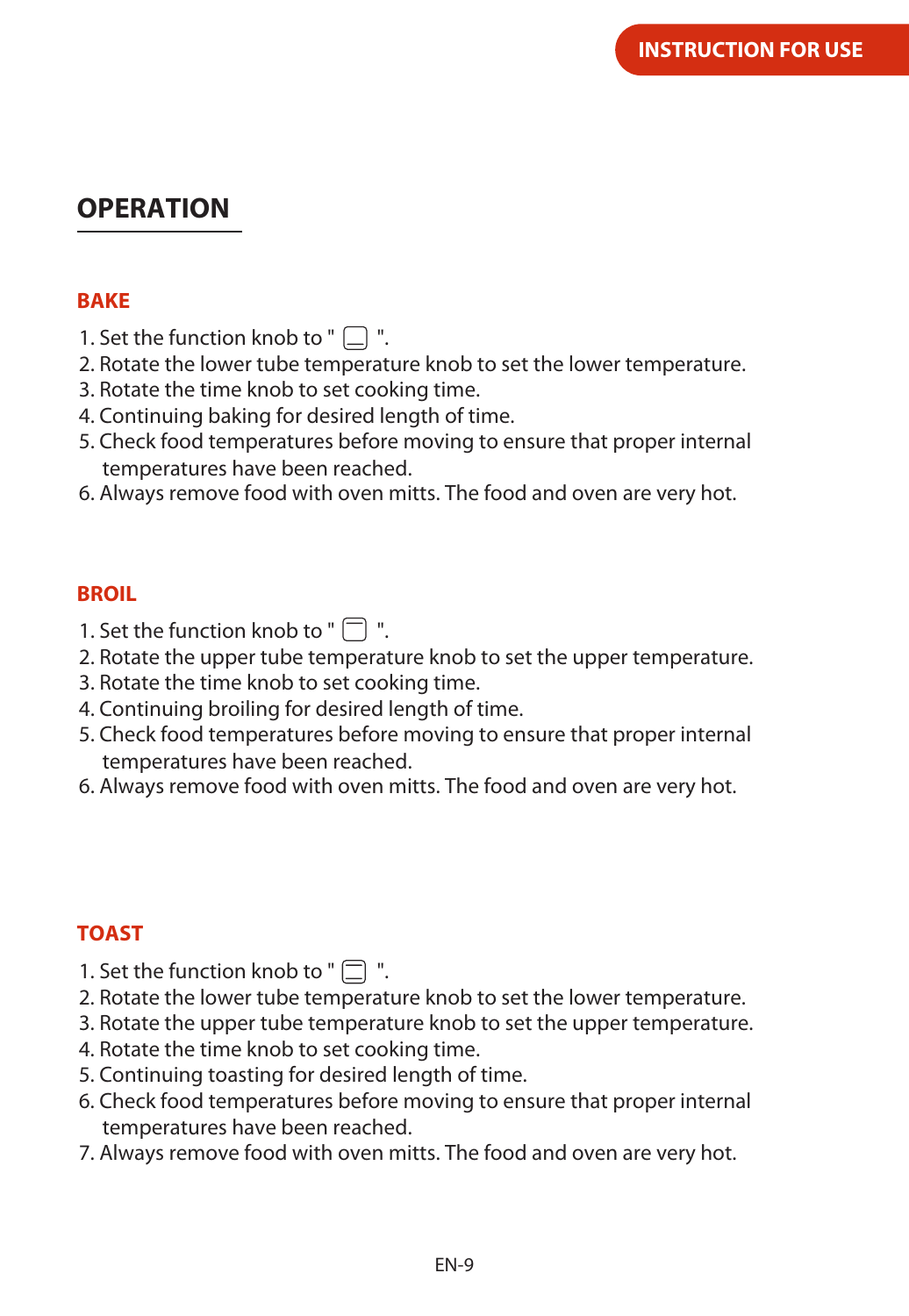## OPERATION

### BAKE

1. Set the function knob to " ⎵ ".
2. Rotate the lower tube temperature knob to set the lower temperature.
3. Rotate the time knob to set cooking time.
4. Continuing baking for desired length of time.
5. Check food temperatures before moving to ensure that proper internal temperatures have been reached.
6. Always remove food with oven mitts. The food and oven are very hot.

### BROIL

1. Set the function knob to " ⎴ ".
2. Rotate the upper tube temperature knob to set the upper temperature.
3. Rotate the time knob to set cooking time.
4. Continuing broiling for desired length of time.
5. Check food temperatures before moving to ensure that proper internal temperatures have been reached.
6. Always remove food with oven mitts. The food and oven are very hot.

### TOAST

1. Set the function knob to " ☰ ".
2. Rotate the lower tube temperature knob to set the lower temperature.
3. Rotate the upper tube temperature knob to set the upper temperature.
4. Rotate the time knob to set cooking time.
5. Continuing toasting for desired length of time.
6. Check food temperatures before moving to ensure that proper internal temperatures have been reached.
7. Always remove food with oven mitts. The food and oven are very hot.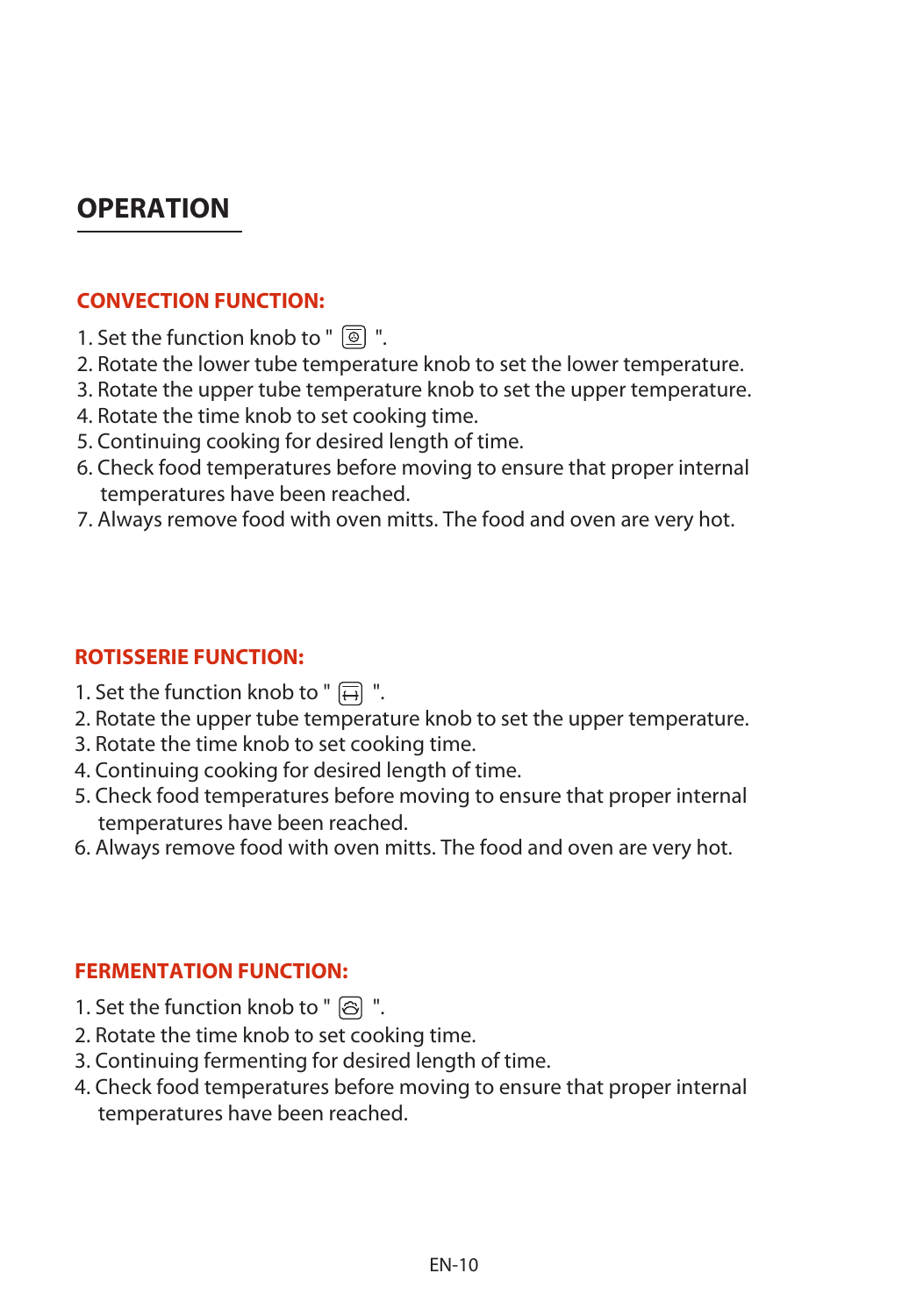# OPERATION

## CONVECTION FUNCTION:

1. Set the function knob to " ".
2. Rotate the lower tube temperature knob to set the lower temperature.
3. Rotate the upper tube temperature knob to set the upper temperature.
4. Rotate the time knob to set cooking time.
5. Continuing cooking for desired length of time.
6. Check food temperatures before moving to ensure that proper internal temperatures have been reached.
7. Always remove food with oven mitts. The food and oven are very hot.

## ROTISSERIE FUNCTION:

1. Set the function knob to " ".
2. Rotate the upper tube temperature knob to set the upper temperature.
3. Rotate the time knob to set cooking time.
4. Continuing cooking for desired length of time.
5. Check food temperatures before moving to ensure that proper internal temperatures have been reached.
6. Always remove food with oven mitts. The food and oven are very hot.

## FERMENTATION FUNCTION:

1. Set the function knob to " ".
2. Rotate the time knob to set cooking time.
3. Continuing fermenting for desired length of time.
4. Check food temperatures before moving to ensure that proper internal temperatures have been reached.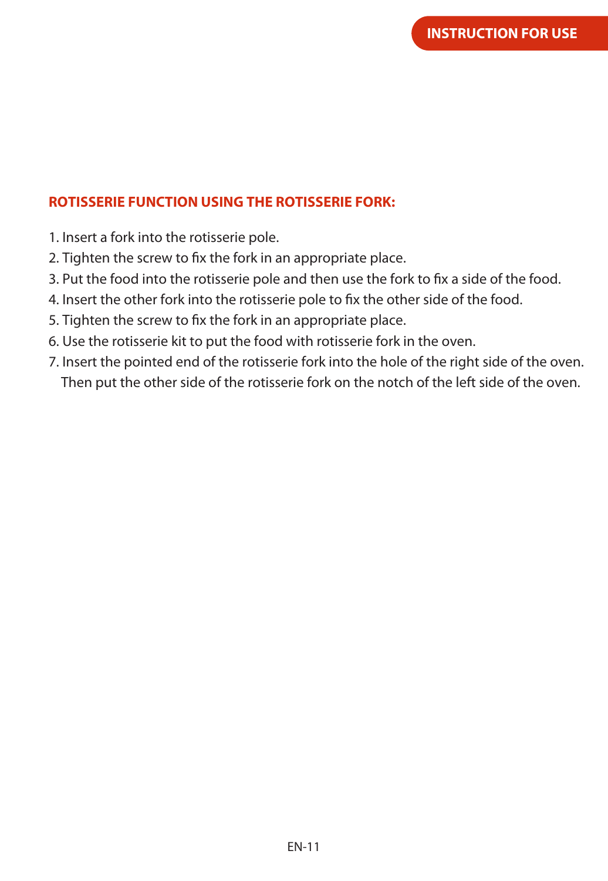## ROTISSERIE FUNCTION USING THE ROTISSERIE FORK:

1. Insert a fork into the rotisserie pole.
2. Tighten the screw to fix the fork in an appropriate place.
3. Put the food into the rotisserie pole and then use the fork to fix a side of the food.
4. Insert the other fork into the rotisserie pole to fix the other side of the food.
5. Tighten the screw to fix the fork in an appropriate place.
6. Use the rotisserie kit to put the food with rotisserie fork in the oven.
7. Insert the pointed end of the rotisserie fork into the hole of the right side of the oven. Then put the other side of the rotisserie fork on the notch of the left side of the oven.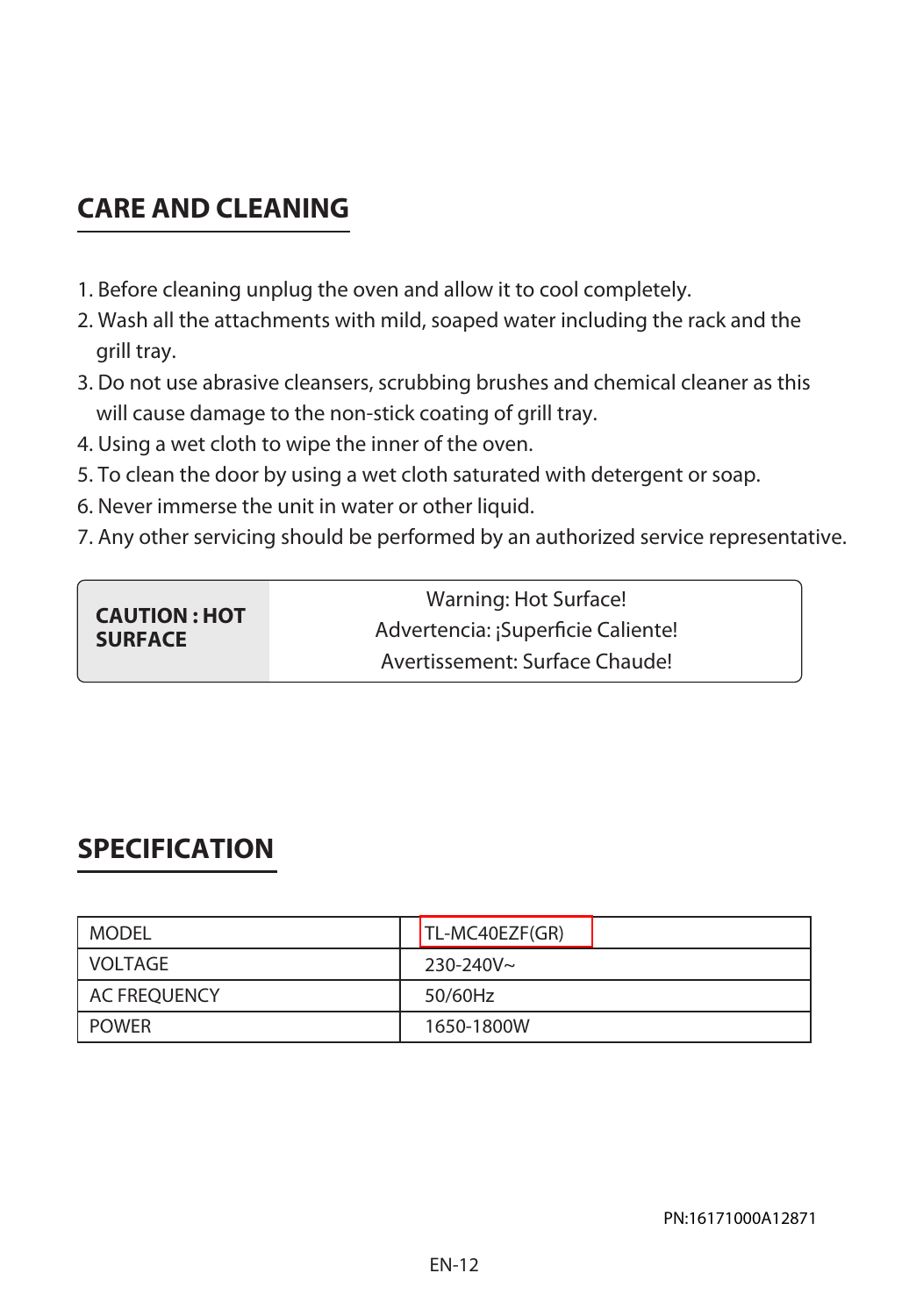## CARE AND CLEANING

1. Before cleaning unplug the oven and allow it to cool completely.
2. Wash all the attachments with mild, soaped water including the rack and the grill tray.
3. Do not use abrasive cleansers, scrubbing brushes and chemical cleaner as this will cause damage to the non-stick coating of grill tray.
4. Using a wet cloth to wipe the inner of the oven.
5. To clean the door by using a wet cloth saturated with detergent or soap.
6. Never immerse the unit in water or other liquid.
7. Any other servicing should be performed by an authorized service representative.

| | |
|---|---|
| **CAUTION : HOT SURFACE** | Warning: Hot Surface!<br>Advertencia: ¡Superficie Caliente!<br>Avertissement: Surface Chaude! |

## SPECIFICATION

| | |
|---|---|
| MODEL | TL-MC40EZF(GR) |
| VOLTAGE | 230-240V~ |
| AC FREQUENCY | 50/60Hz |
| POWER | 1650-1800W |

PN:16171000A12871